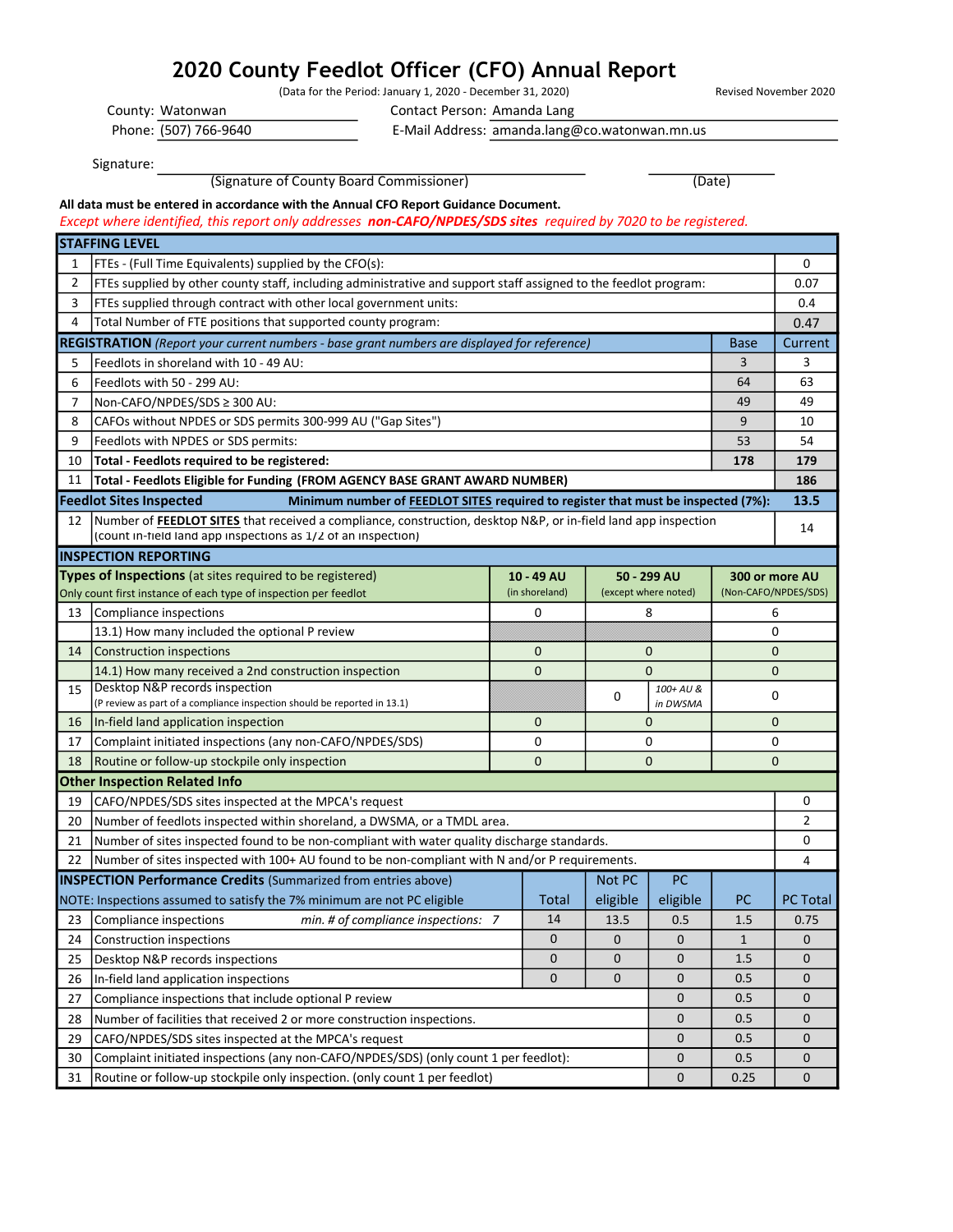# 2020 County Feedlot Officer (CFO) Annual Report

(Data for the Period: January 1, 2020 - December 31, 2020)

Revised November 2020

County: Watonwan
Phone: (507) 766-9640

Contact Person: Amanda Lang
E-Mail Address: amanda.lang@co.watonwan.mn.us

Signature: ______________________________
(Signature of County Board Commissioner) (Date)

**All data must be entered in accordance with the Annual CFO Report Guidance Document.**

*Except where identified, this report only addresses **non-CAFO/NPDES/SDS sites** required by 7020 to be registered.*

| | **STAFFING LEVEL** | |
|---|---|---|
| 1 | FTEs - (Full Time Equivalents) supplied by the CFO(s): | 0 |
| 2 | FTEs supplied by other county staff, including administrative and support staff assigned to the feedlot program: | 0.07 |
| 3 | FTEs supplied through contract with other local government units: | 0.4 |
| 4 | Total Number of FTE positions that supported county program: | 0.47 |

| | **REGISTRATION** *(Report your current numbers - base grant numbers are displayed for reference)* | Base | Current |
|---|---|---|---|
| 5 | Feedlots in shoreland with 10 - 49 AU: | 3 | 3 |
| 6 | Feedlots with 50 - 299 AU: | 64 | 63 |
| 7 | Non-CAFO/NPDES/SDS ≥ 300 AU: | 49 | 49 |
| 8 | CAFOs without NPDES or SDS permits 300-999 AU ("Gap Sites") | 9 | 10 |
| 9 | Feedlots with NPDES or SDS permits: | 53 | 54 |
| 10 | **Total - Feedlots required to be registered:** | **178** | **179** |
| 11 | **Total - Feedlots Eligible for Funding (FROM AGENCY BASE GRANT AWARD NUMBER)** | | **186** |

| | **Feedlot Sites Inspected** — Minimum number of FEEDLOT SITES required to register that must be inspected (7%): | **13.5** |
|---|---|---|
| 12 | Number of **FEEDLOT SITES** that received a compliance, construction, desktop N&P, or in-field land app inspection (count in-field land app inspections as 1/2 of an inspection) | 14 |

**INSPECTION REPORTING**

| | **Types of Inspections** (at sites required to be registered) Only count first instance of each type of inspection per feedlot | **10 - 49 AU** (in shoreland) | **50 - 299 AU** (except where noted) | | **300 or more AU** (Non-CAFO/NPDES/SDS) |
|---|---|---|---|---|---|
| 13 | Compliance inspections | 0 | 8 | | 6 |
| | 13.1) How many included the optional P review | | | | 0 |
| 14 | Construction inspections | 0 | 0 | | 0 |
| | 14.1) How many received a 2nd construction inspection | 0 | 0 | | 0 |
| 15 | Desktop N&P records inspection (P review as part of a compliance inspection should be reported in 13.1) | | 0 | *100+ AU & in DWSMA* | 0 |
| 16 | In-field land application inspection | 0 | 0 | | 0 |
| 17 | Complaint initiated inspections (any non-CAFO/NPDES/SDS) | 0 | 0 | | 0 |
| 18 | Routine or follow-up stockpile only inspection | 0 | 0 | | 0 |

| | **Other Inspection Related Info** | |
|---|---|---|
| 19 | CAFO/NPDES/SDS sites inspected at the MPCA's request | 0 |
| 20 | Number of feedlots inspected within shoreland, a DWSMA, or a TMDL area. | 2 |
| 21 | Number of sites inspected found to be non-compliant with water quality discharge standards. | 0 |
| 22 | Number of sites inspected with 100+ AU found to be non-compliant with N and/or P requirements. | 4 |

| | **INSPECTION Performance Credits** (Summarized from entries above) NOTE: Inspections assumed to satisfy the 7% minimum are not PC eligible | Total | Not PC eligible | PC eligible | PC | PC Total |
|---|---|---|---|---|---|---|
| 23 | Compliance inspections *min. # of compliance inspections: 7* | 14 | 13.5 | 0.5 | 1.5 | 0.75 |
| 24 | Construction inspections | 0 | 0 | 0 | 1 | 0 |
| 25 | Desktop N&P records inspections | 0 | 0 | 0 | 1.5 | 0 |
| 26 | In-field land application inspections | 0 | 0 | 0 | 0.5 | 0 |
| 27 | Compliance inspections that include optional P review | | | 0 | 0.5 | 0 |
| 28 | Number of facilities that received 2 or more construction inspections. | | | 0 | 0.5 | 0 |
| 29 | CAFO/NPDES/SDS sites inspected at the MPCA's request | | | 0 | 0.5 | 0 |
| 30 | Complaint initiated inspections (any non-CAFO/NPDES/SDS) (only count 1 per feedlot): | | | 0 | 0.5 | 0 |
| 31 | Routine or follow-up stockpile only inspection. (only count 1 per feedlot) | | | 0 | 0.25 | 0 |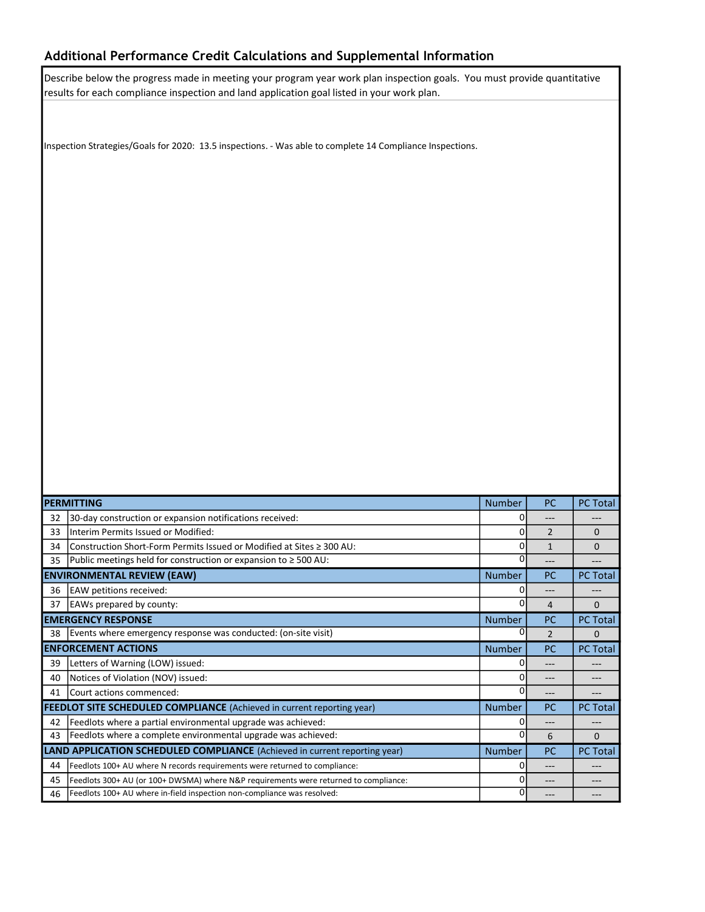## Additional Performance Credit Calculations and Supplemental Information

Describe below the progress made in meeting your program year work plan inspection goals. You must provide quantitative results for each compliance inspection and land application goal listed in your work plan.

Inspection Strategies/Goals for 2020: 13.5 inspections. - Was able to complete 14 Compliance Inspections.

| | PERMITTING | Number | PC | PC Total |
|---|---|---|---|---|
| 32 | 30-day construction or expansion notifications received: | 0 | --- | --- |
| 33 | Interim Permits Issued or Modified: | 0 | 2 | 0 |
| 34 | Construction Short-Form Permits Issued or Modified at Sites ≥ 300 AU: | 0 | 1 | 0 |
| 35 | Public meetings held for construction or expansion to ≥ 500 AU: | 0 | --- | --- |
| | **ENVIRONMENTAL REVIEW (EAW)** | **Number** | **PC** | **PC Total** |
| 36 | EAW petitions received: | 0 | --- | --- |
| 37 | EAWs prepared by county: | 0 | 4 | 0 |
| | **EMERGENCY RESPONSE** | **Number** | **PC** | **PC Total** |
| 38 | Events where emergency response was conducted: (on-site visit) | 0 | 2 | 0 |
| | **ENFORCEMENT ACTIONS** | **Number** | **PC** | **PC Total** |
| 39 | Letters of Warning (LOW) issued: | 0 | --- | --- |
| 40 | Notices of Violation (NOV) issued: | 0 | --- | --- |
| 41 | Court actions commenced: | 0 | --- | --- |
| | **FEEDLOT SITE SCHEDULED COMPLIANCE** (Achieved in current reporting year) | **Number** | **PC** | **PC Total** |
| 42 | Feedlots where a partial environmental upgrade was achieved: | 0 | --- | --- |
| 43 | Feedlots where a complete environmental upgrade was achieved: | 0 | 6 | 0 |
| | **LAND APPLICATION SCHEDULED COMPLIANCE** (Achieved in current reporting year) | **Number** | **PC** | **PC Total** |
| 44 | Feedlots 100+ AU where N records requirements were returned to compliance: | 0 | --- | --- |
| 45 | Feedlots 300+ AU (or 100+ DWSMA) where N&P requirements were returned to compliance: | 0 | --- | --- |
| 46 | Feedlots 100+ AU where in-field inspection non-compliance was resolved: | 0 | --- | --- |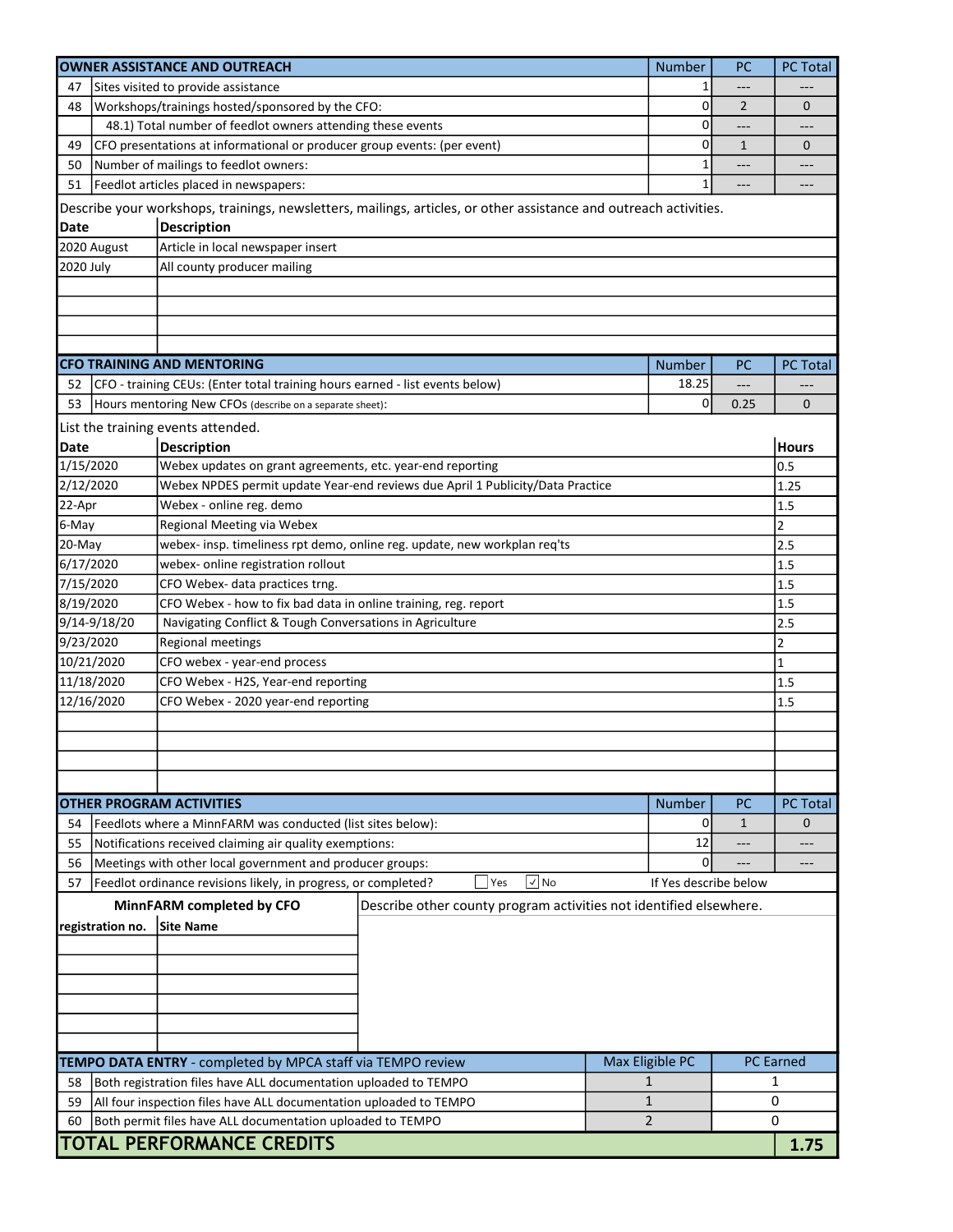| | OWNER ASSISTANCE AND OUTREACH | Number | PC | PC Total |
|---|---|---|---|---|
| 47 | Sites visited to provide assistance | 1 | --- | --- |
| 48 | Workshops/trainings hosted/sponsored by the CFO: | 0 | 2 | 0 |
| | 48.1) Total number of feedlot owners attending these events | 0 | --- | --- |
| 49 | CFO presentations at informational or producer group events: (per event) | 0 | 1 | 0 |
| 50 | Number of mailings to feedlot owners: | 1 | --- | --- |
| 51 | Feedlot articles placed in newspapers: | 1 | --- | --- |

Describe your workshops, trainings, newsletters, mailings, articles, or other assistance and outreach activities.

| Date | Description |
|---|---|
| 2020 August | Article in local newspaper insert |
| 2020 July | All county producer mailing |
| | |
| | |
| | |
| | |

| | CFO TRAINING AND MENTORING | Number | PC | PC Total |
|---|---|---|---|---|
| 52 | CFO - training CEUs: (Enter total training hours earned - list events below) | 18.25 | --- | --- |
| 53 | Hours mentoring New CFOs (describe on a separate sheet): | 0 | 0.25 | 0 |

List the training events attended.

| Date | Description | Hours |
|---|---|---|
| 1/15/2020 | Webex updates on grant agreements, etc. year-end reporting | 0.5 |
| 2/12/2020 | Webex NPDES permit update Year-end reviews due April 1 Publicity/Data Practice | 1.25 |
| 22-Apr | Webex - online reg. demo | 1.5 |
| 6-May | Regional Meeting via Webex | 2 |
| 20-May | webex- insp. timeliness rpt demo, online reg. update, new workplan req'ts | 2.5 |
| 6/17/2020 | webex- online registration rollout | 1.5 |
| 7/15/2020 | CFO Webex- data practices trng. | 1.5 |
| 8/19/2020 | CFO Webex - how to fix bad data in online training, reg. report | 1.5 |
| 9/14-9/18/20 | Navigating Conflict & Tough Conversations in Agriculture | 2.5 |
| 9/23/2020 | Regional meetings | 2 |
| 10/21/2020 | CFO webex - year-end process | 1 |
| 11/18/2020 | CFO Webex - H2S, Year-end reporting | 1.5 |
| 12/16/2020 | CFO Webex - 2020 year-end reporting | 1.5 |
| | | |
| | | |
| | | |
| | | |

| | OTHER PROGRAM ACTIVITIES | Number | PC | PC Total |
|---|---|---|---|---|
| 54 | Feedlots where a MinnFARM was conducted (list sites below): | 0 | 1 | 0 |
| 55 | Notifications received claiming air quality exemptions: | 12 | --- | --- |
| 56 | Meetings with other local government and producer groups: | 0 | --- | --- |
| 57 | Feedlot ordinance revisions likely, in progress, or completed? ☐ Yes ☑ No | If Yes describe below | | |

**MinnFARM completed by CFO**

| registration no. | Site Name |
|---|---|
| | |
| | |
| | |
| | |
| | |

Describe other county program activities not identified elsewhere.

| | TEMPO DATA ENTRY - completed by MPCA staff via TEMPO review | Max Eligible PC | PC Earned |
|---|---|---|---|
| 58 | Both registration files have ALL documentation uploaded to TEMPO | 1 | 1 |
| 59 | All four inspection files have ALL documentation uploaded to TEMPO | 1 | 0 |
| 60 | Both permit files have ALL documentation uploaded to TEMPO | 2 | 0 |

**TOTAL PERFORMANCE CREDITS** **1.75**